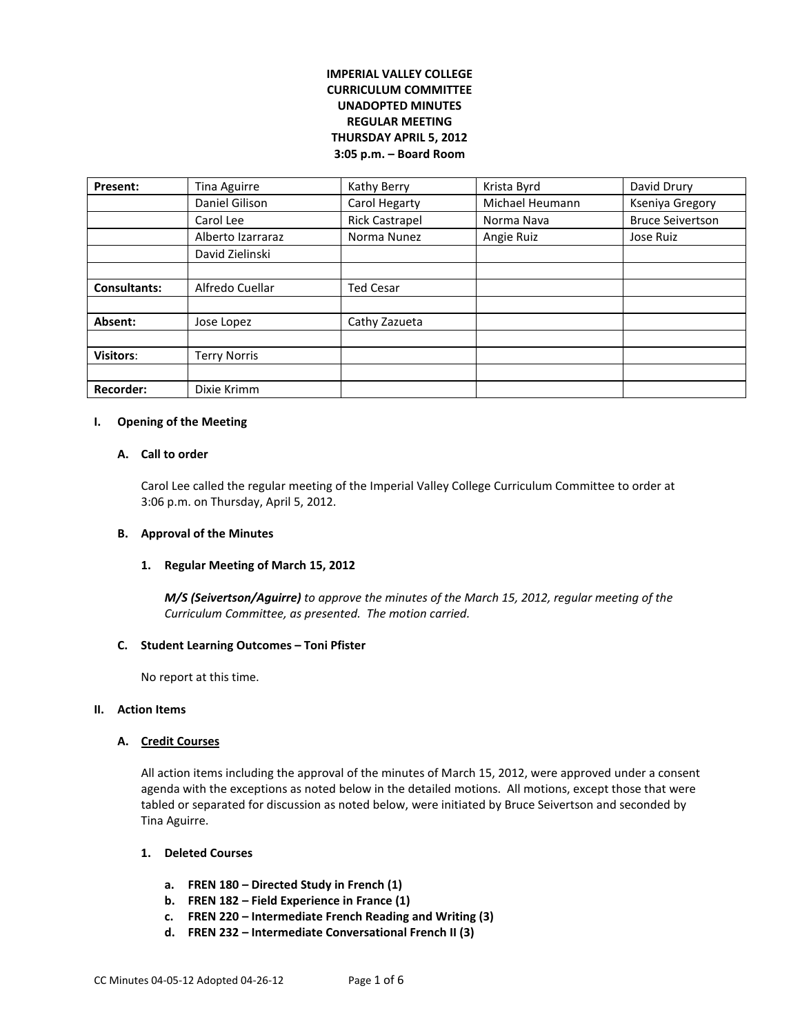**IMPERIAL VALLEY COLLEGE**
**CURRICULUM COMMITTEE**
**UNADOPTED MINUTES**
**REGULAR MEETING**
**THURSDAY APRIL 5, 2012**
**3:05 p.m. – Board Room**

| | | | | |
|---|---|---|---|---|
| **Present:** | Tina Aguirre | Kathy Berry | Krista Byrd | David Drury |
| | Daniel Gilison | Carol Hegarty | Michael Heumann | Kseniya Gregory |
| | Carol Lee | Rick Castrapel | Norma Nava | Bruce Seivertson |
| | Alberto Izarraraz | Norma Nunez | Angie Ruiz | Jose Ruiz |
| | David Zielinski | | | |
| | | | | |
| **Consultants:** | Alfredo Cuellar | Ted Cesar | | |
| | | | | |
| **Absent:** | Jose Lopez | Cathy Zazueta | | |
| | | | | |
| **Visitors**: | Terry Norris | | | |
| | | | | |
| **Recorder:** | Dixie Krimm | | | |

## I. Opening of the Meeting

### A. Call to order

Carol Lee called the regular meeting of the Imperial Valley College Curriculum Committee to order at 3:06 p.m. on Thursday, April 5, 2012.

### B. Approval of the Minutes

#### 1. Regular Meeting of March 15, 2012

***M/S (Seivertson/Aguirre)*** *to approve the minutes of the March 15, 2012, regular meeting of the Curriculum Committee, as presented. The motion carried.*

### C. Student Learning Outcomes – Toni Pfister

No report at this time.

## II. Action Items

### A. Credit Courses

All action items including the approval of the minutes of March 15, 2012, were approved under a consent agenda with the exceptions as noted below in the detailed motions. All motions, except those that were tabled or separated for discussion as noted below, were initiated by Bruce Seivertson and seconded by Tina Aguirre.

#### 1. Deleted Courses

- **a. FREN 180 – Directed Study in French (1)**
- **b. FREN 182 – Field Experience in France (1)**
- **c. FREN 220 – Intermediate French Reading and Writing (3)**
- **d. FREN 232 – Intermediate Conversational French II (3)**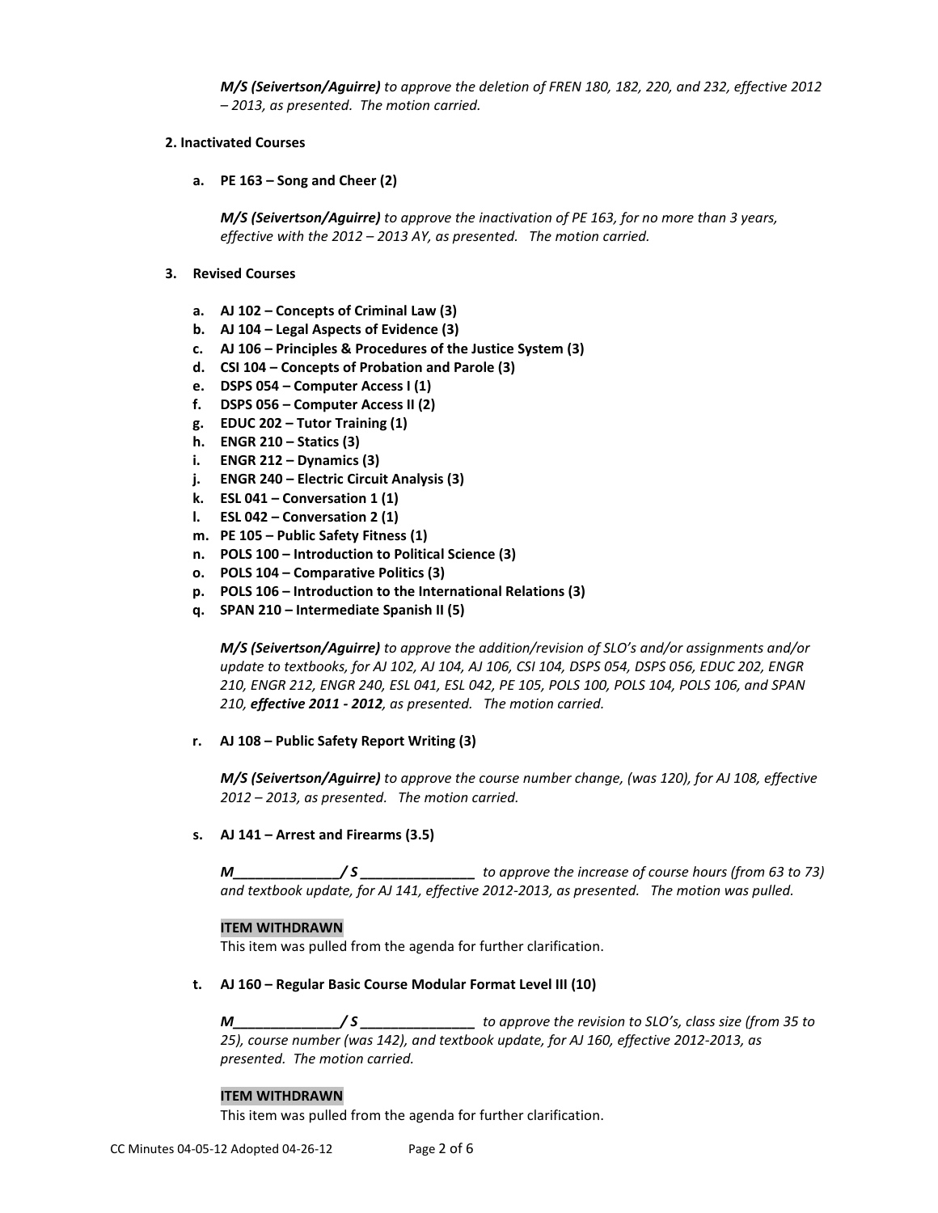***M/S (Seivertson/Aguirre)*** *to approve the deletion of FREN 180, 182, 220, and 232, effective 2012 – 2013, as presented. The motion carried.*

**2. Inactivated Courses**

**a. PE 163 – Song and Cheer (2)**

***M/S (Seivertson/Aguirre)*** *to approve the inactivation of PE 163, for no more than 3 years, effective with the 2012 – 2013 AY, as presented. The motion carried.*

**3. Revised Courses**

**a. AJ 102 – Concepts of Criminal Law (3)**
**b. AJ 104 – Legal Aspects of Evidence (3)**
**c. AJ 106 – Principles & Procedures of the Justice System (3)**
**d. CSI 104 – Concepts of Probation and Parole (3)**
**e. DSPS 054 – Computer Access I (1)**
**f. DSPS 056 – Computer Access II (2)**
**g. EDUC 202 – Tutor Training (1)**
**h. ENGR 210 – Statics (3)**
**i. ENGR 212 – Dynamics (3)**
**j. ENGR 240 – Electric Circuit Analysis (3)**
**k. ESL 041 – Conversation 1 (1)**
**l. ESL 042 – Conversation 2 (1)**
**m. PE 105 – Public Safety Fitness (1)**
**n. POLS 100 – Introduction to Political Science (3)**
**o. POLS 104 – Comparative Politics (3)**
**p. POLS 106 – Introduction to the International Relations (3)**
**q. SPAN 210 – Intermediate Spanish II (5)**

***M/S (Seivertson/Aguirre)*** *to approve the addition/revision of SLO's and/or assignments and/or update to textbooks, for AJ 102, AJ 104, AJ 106, CSI 104, DSPS 054, DSPS 056, EDUC 202, ENGR 210, ENGR 212, ENGR 240, ESL 041, ESL 042, PE 105, POLS 100, POLS 104, POLS 106, and SPAN 210,* ***effective 2011 - 2012****, as presented. The motion carried.*

**r. AJ 108 – Public Safety Report Writing (3)**

***M/S (Seivertson/Aguirre)*** *to approve the course number change, (was 120), for AJ 108, effective 2012 – 2013, as presented. The motion carried.*

**s. AJ 141 – Arrest and Firearms (3.5)**

***M_____________/ S ______________*** *to approve the increase of course hours (from 63 to 73) and textbook update, for AJ 141, effective 2012-2013, as presented. The motion was pulled.*

**ITEM WITHDRAWN**
This item was pulled from the agenda for further clarification.

**t. AJ 160 – Regular Basic Course Modular Format Level III (10)**

***M_____________/ S ______________*** *to approve the revision to SLO's, class size (from 35 to 25), course number (was 142), and textbook update, for AJ 160, effective 2012-2013, as presented. The motion carried.*

**ITEM WITHDRAWN**
This item was pulled from the agenda for further clarification.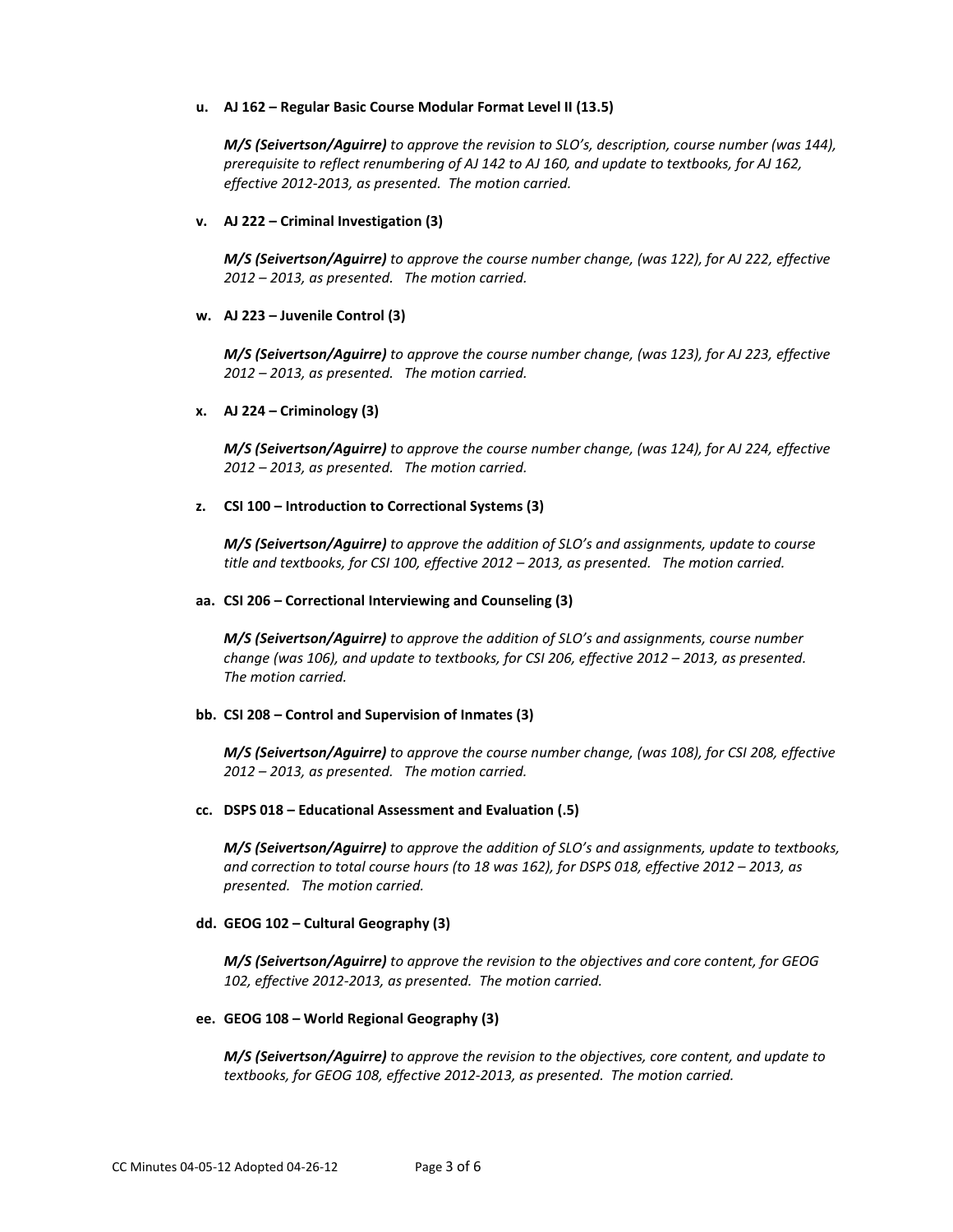**u. AJ 162 – Regular Basic Course Modular Format Level II (13.5)**

***M/S (Seivertson/Aguirre)*** *to approve the revision to SLO's, description, course number (was 144), prerequisite to reflect renumbering of AJ 142 to AJ 160, and update to textbooks, for AJ 162, effective 2012-2013, as presented. The motion carried.*

**v. AJ 222 – Criminal Investigation (3)**

***M/S (Seivertson/Aguirre)*** *to approve the course number change, (was 122), for AJ 222, effective 2012 – 2013, as presented. The motion carried.*

**w. AJ 223 – Juvenile Control (3)**

***M/S (Seivertson/Aguirre)*** *to approve the course number change, (was 123), for AJ 223, effective 2012 – 2013, as presented. The motion carried.*

**x. AJ 224 – Criminology (3)**

***M/S (Seivertson/Aguirre)*** *to approve the course number change, (was 124), for AJ 224, effective 2012 – 2013, as presented. The motion carried.*

**z. CSI 100 – Introduction to Correctional Systems (3)**

***M/S (Seivertson/Aguirre)*** *to approve the addition of SLO's and assignments, update to course title and textbooks, for CSI 100, effective 2012 – 2013, as presented. The motion carried.*

**aa. CSI 206 – Correctional Interviewing and Counseling (3)**

***M/S (Seivertson/Aguirre)*** *to approve the addition of SLO's and assignments, course number change (was 106), and update to textbooks, for CSI 206, effective 2012 – 2013, as presented. The motion carried.*

**bb. CSI 208 – Control and Supervision of Inmates (3)**

***M/S (Seivertson/Aguirre)*** *to approve the course number change, (was 108), for CSI 208, effective 2012 – 2013, as presented. The motion carried.*

**cc. DSPS 018 – Educational Assessment and Evaluation (.5)**

***M/S (Seivertson/Aguirre)*** *to approve the addition of SLO's and assignments, update to textbooks, and correction to total course hours (to 18 was 162), for DSPS 018, effective 2012 – 2013, as presented. The motion carried.*

**dd. GEOG 102 – Cultural Geography (3)**

***M/S (Seivertson/Aguirre)*** *to approve the revision to the objectives and core content, for GEOG 102, effective 2012-2013, as presented. The motion carried.*

**ee. GEOG 108 – World Regional Geography (3)**

***M/S (Seivertson/Aguirre)*** *to approve the revision to the objectives, core content, and update to textbooks, for GEOG 108, effective 2012-2013, as presented. The motion carried.*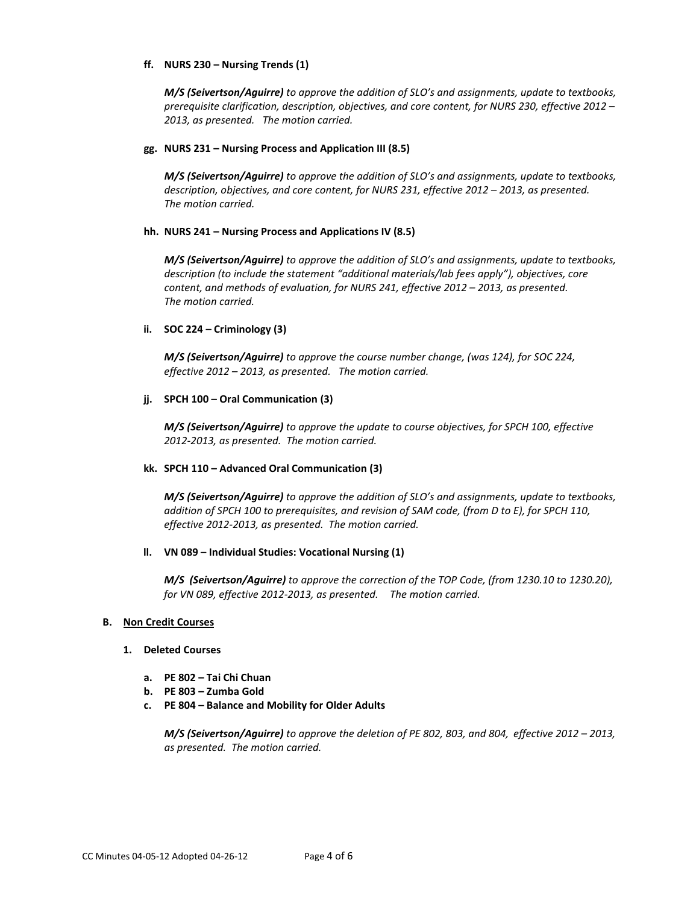**ff. NURS 230 – Nursing Trends (1)**

***M/S (Seivertson/Aguirre)*** *to approve the addition of SLO's and assignments, update to textbooks, prerequisite clarification, description, objectives, and core content, for NURS 230, effective 2012 – 2013, as presented. The motion carried.*

**gg. NURS 231 – Nursing Process and Application III (8.5)**

***M/S (Seivertson/Aguirre)*** *to approve the addition of SLO's and assignments, update to textbooks, description, objectives, and core content, for NURS 231, effective 2012 – 2013, as presented. The motion carried.*

**hh. NURS 241 – Nursing Process and Applications IV (8.5)**

***M/S (Seivertson/Aguirre)*** *to approve the addition of SLO's and assignments, update to textbooks, description (to include the statement "additional materials/lab fees apply"), objectives, core content, and methods of evaluation, for NURS 241, effective 2012 – 2013, as presented. The motion carried.*

**ii. SOC 224 – Criminology (3)**

***M/S (Seivertson/Aguirre)*** *to approve the course number change, (was 124), for SOC 224, effective 2012 – 2013, as presented. The motion carried.*

**jj. SPCH 100 – Oral Communication (3)**

***M/S (Seivertson/Aguirre)*** *to approve the update to course objectives, for SPCH 100, effective 2012-2013, as presented. The motion carried.*

**kk. SPCH 110 – Advanced Oral Communication (3)**

***M/S (Seivertson/Aguirre)*** *to approve the addition of SLO's and assignments, update to textbooks, addition of SPCH 100 to prerequisites, and revision of SAM code, (from D to E), for SPCH 110, effective 2012-2013, as presented. The motion carried.*

**ll. VN 089 – Individual Studies: Vocational Nursing (1)**

***M/S (Seivertson/Aguirre)*** *to approve the correction of the TOP Code, (from 1230.10 to 1230.20), for VN 089, effective 2012-2013, as presented. The motion carried.*

**B. <u>Non Credit Courses</u>**

**1. Deleted Courses**

**a. PE 802 – Tai Chi Chuan**
**b. PE 803 – Zumba Gold**
**c. PE 804 – Balance and Mobility for Older Adults**

***M/S (Seivertson/Aguirre)*** *to approve the deletion of PE 802, 803, and 804, effective 2012 – 2013, as presented. The motion carried.*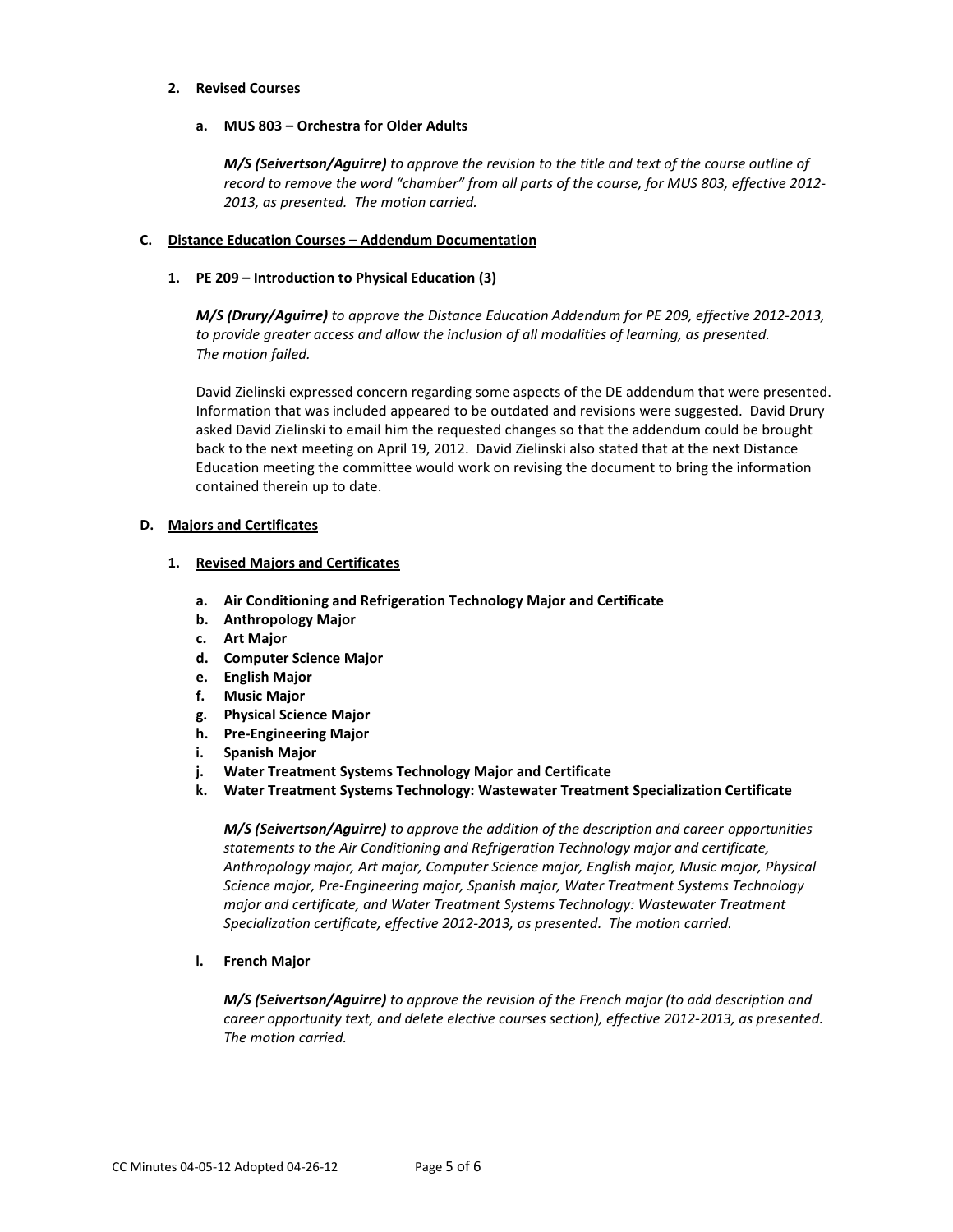**2. Revised Courses**

**a. MUS 803 – Orchestra for Older Adults**

***M/S (Seivertson/Aguirre)*** *to approve the revision to the title and text of the course outline of record to remove the word "chamber" from all parts of the course, for MUS 803, effective 2012-2013, as presented. The motion carried.*

**C. <u>Distance Education Courses – Addendum Documentation</u>**

**1. PE 209 – Introduction to Physical Education (3)**

***M/S (Drury/Aguirre)*** *to approve the Distance Education Addendum for PE 209, effective 2012-2013, to provide greater access and allow the inclusion of all modalities of learning, as presented. The motion failed.*

David Zielinski expressed concern regarding some aspects of the DE addendum that were presented. Information that was included appeared to be outdated and revisions were suggested. David Drury asked David Zielinski to email him the requested changes so that the addendum could be brought back to the next meeting on April 19, 2012. David Zielinski also stated that at the next Distance Education meeting the committee would work on revising the document to bring the information contained therein up to date.

**D. <u>Majors and Certificates</u>**

**1. <u>Revised Majors and Certificates</u>**

**a. Air Conditioning and Refrigeration Technology Major and Certificate**
**b. Anthropology Major**
**c. Art Major**
**d. Computer Science Major**
**e. English Major**
**f. Music Major**
**g. Physical Science Major**
**h. Pre-Engineering Major**
**i. Spanish Major**
**j. Water Treatment Systems Technology Major and Certificate**
**k. Water Treatment Systems Technology: Wastewater Treatment Specialization Certificate**

***M/S (Seivertson/Aguirre)*** *to approve the addition of the description and career opportunities statements to the Air Conditioning and Refrigeration Technology major and certificate, Anthropology major, Art major, Computer Science major, English major, Music major, Physical Science major, Pre-Engineering major, Spanish major, Water Treatment Systems Technology major and certificate, and Water Treatment Systems Technology: Wastewater Treatment Specialization certificate, effective 2012-2013, as presented. The motion carried.*

**l. French Major**

***M/S (Seivertson/Aguirre)*** *to approve the revision of the French major (to add description and career opportunity text, and delete elective courses section), effective 2012-2013, as presented. The motion carried.*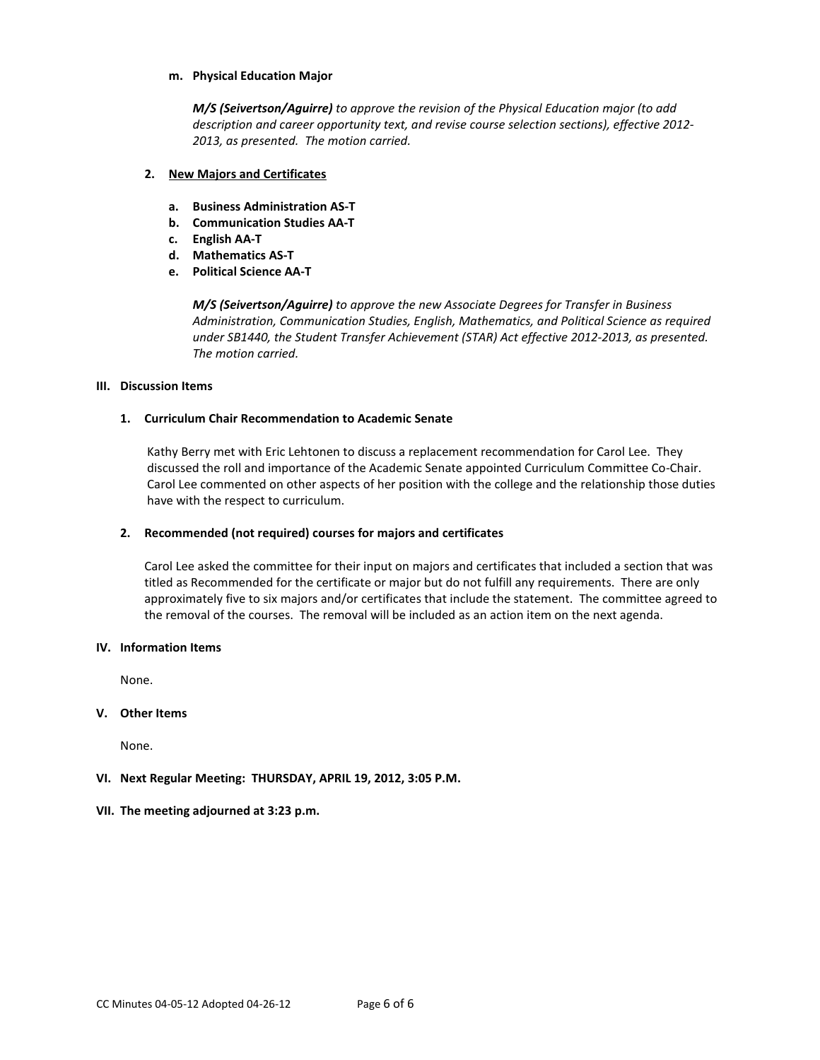**m. Physical Education Major**

***M/S (Seivertson/Aguirre)*** *to approve the revision of the Physical Education major (to add description and career opportunity text, and revise course selection sections), effective 2012-2013, as presented. The motion carried.*

**2. <u>New Majors and Certificates</u>**

**a. Business Administration AS-T**
**b. Communication Studies AA-T**
**c. English AA-T**
**d. Mathematics AS-T**
**e. Political Science AA-T**

***M/S (Seivertson/Aguirre)*** *to approve the new Associate Degrees for Transfer in Business Administration, Communication Studies, English, Mathematics, and Political Science as required under SB1440, the Student Transfer Achievement (STAR) Act effective 2012-2013, as presented. The motion carried.*

## III. Discussion Items

### 1. Curriculum Chair Recommendation to Academic Senate

Kathy Berry met with Eric Lehtonen to discuss a replacement recommendation for Carol Lee. They discussed the roll and importance of the Academic Senate appointed Curriculum Committee Co-Chair. Carol Lee commented on other aspects of her position with the college and the relationship those duties have with the respect to curriculum.

### 2. Recommended (not required) courses for majors and certificates

Carol Lee asked the committee for their input on majors and certificates that included a section that was titled as Recommended for the certificate or major but do not fulfill any requirements. There are only approximately five to six majors and/or certificates that include the statement. The committee agreed to the removal of the courses. The removal will be included as an action item on the next agenda.

## IV. Information Items

None.

## V. Other Items

None.

## VI. Next Regular Meeting: THURSDAY, APRIL 19, 2012, 3:05 P.M.

## VII. The meeting adjourned at 3:23 p.m.